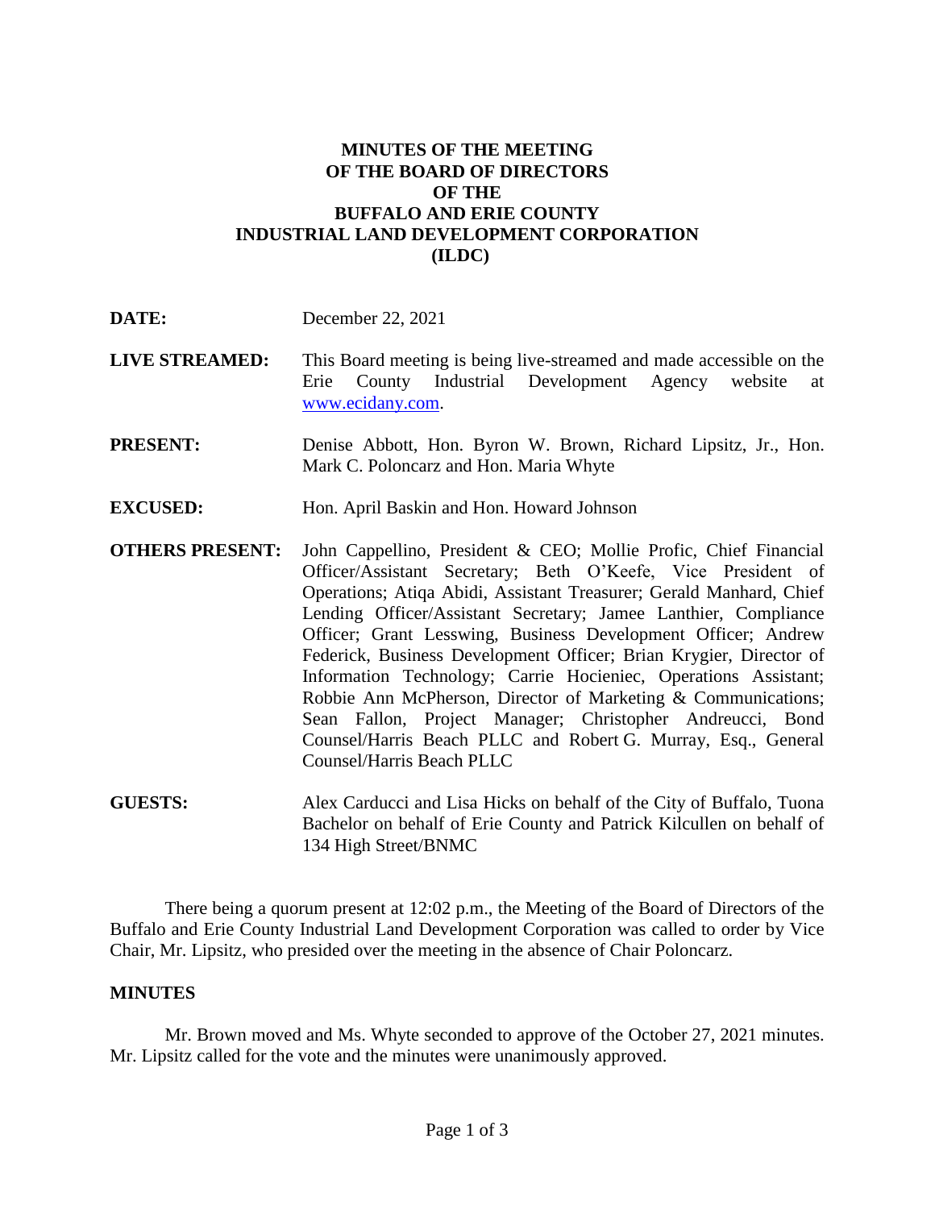# MINUTES OF THE MEETING OF THE BOARD OF DIRECTORS OF THE BUFFALO AND ERIE COUNTY INDUSTRIAL LAND DEVELOPMENT CORPORATION (ILDC)

**DATE:** December 22, 2021

**LIVE STREAMED:** This Board meeting is being live-streamed and made accessible on the Erie County Industrial Development Agency website at www.ecidany.com.

**PRESENT:** Denise Abbott, Hon. Byron W. Brown, Richard Lipsitz, Jr., Hon. Mark C. Poloncarz and Hon. Maria Whyte

**EXCUSED:** Hon. April Baskin and Hon. Howard Johnson

**OTHERS PRESENT:** John Cappellino, President & CEO; Mollie Profic, Chief Financial Officer/Assistant Secretary; Beth O'Keefe, Vice President of Operations; Atiqa Abidi, Assistant Treasurer; Gerald Manhard, Chief Lending Officer/Assistant Secretary; Jamee Lanthier, Compliance Officer; Grant Lesswing, Business Development Officer; Andrew Federick, Business Development Officer; Brian Krygier, Director of Information Technology; Carrie Hocieniec, Operations Assistant; Robbie Ann McPherson, Director of Marketing & Communications; Sean Fallon, Project Manager; Christopher Andreucci, Bond Counsel/Harris Beach PLLC and Robert G. Murray, Esq., General Counsel/Harris Beach PLLC

**GUESTS:** Alex Carducci and Lisa Hicks on behalf of the City of Buffalo, Tuona Bachelor on behalf of Erie County and Patrick Kilcullen on behalf of 134 High Street/BNMC

There being a quorum present at 12:02 p.m., the Meeting of the Board of Directors of the Buffalo and Erie County Industrial Land Development Corporation was called to order by Vice Chair, Mr. Lipsitz, who presided over the meeting in the absence of Chair Poloncarz.

## MINUTES

Mr. Brown moved and Ms. Whyte seconded to approve of the October 27, 2021 minutes. Mr. Lipsitz called for the vote and the minutes were unanimously approved.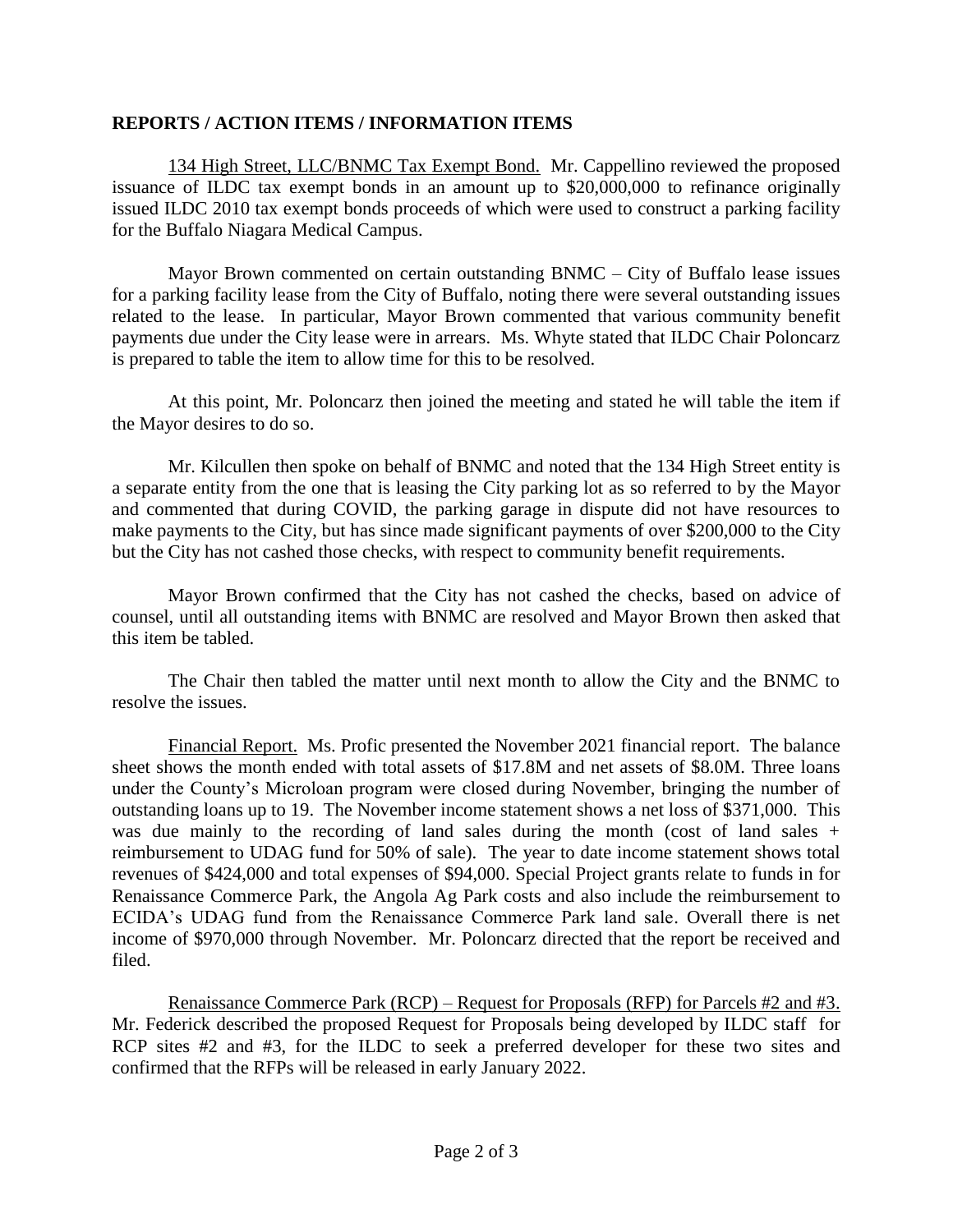## REPORTS / ACTION ITEMS / INFORMATION ITEMS

134 High Street, LLC/BNMC Tax Exempt Bond. Mr. Cappellino reviewed the proposed issuance of ILDC tax exempt bonds in an amount up to $20,000,000 to refinance originally issued ILDC 2010 tax exempt bonds proceeds of which were used to construct a parking facility for the Buffalo Niagara Medical Campus.

Mayor Brown commented on certain outstanding BNMC – City of Buffalo lease issues for a parking facility lease from the City of Buffalo, noting there were several outstanding issues related to the lease. In particular, Mayor Brown commented that various community benefit payments due under the City lease were in arrears. Ms. Whyte stated that ILDC Chair Poloncarz is prepared to table the item to allow time for this to be resolved.

At this point, Mr. Poloncarz then joined the meeting and stated he will table the item if the Mayor desires to do so.

Mr. Kilcullen then spoke on behalf of BNMC and noted that the 134 High Street entity is a separate entity from the one that is leasing the City parking lot as so referred to by the Mayor and commented that during COVID, the parking garage in dispute did not have resources to make payments to the City, but has since made significant payments of over $200,000 to the City but the City has not cashed those checks, with respect to community benefit requirements.

Mayor Brown confirmed that the City has not cashed the checks, based on advice of counsel, until all outstanding items with BNMC are resolved and Mayor Brown then asked that this item be tabled.

The Chair then tabled the matter until next month to allow the City and the BNMC to resolve the issues.

Financial Report. Ms. Profic presented the November 2021 financial report. The balance sheet shows the month ended with total assets of $17.8M and net assets of $8.0M. Three loans under the County's Microloan program were closed during November, bringing the number of outstanding loans up to 19. The November income statement shows a net loss of $371,000. This was due mainly to the recording of land sales during the month (cost of land sales + reimbursement to UDAG fund for 50% of sale). The year to date income statement shows total revenues of $424,000 and total expenses of $94,000. Special Project grants relate to funds in for Renaissance Commerce Park, the Angola Ag Park costs and also include the reimbursement to ECIDA's UDAG fund from the Renaissance Commerce Park land sale. Overall there is net income of $970,000 through November. Mr. Poloncarz directed that the report be received and filed.

Renaissance Commerce Park (RCP) – Request for Proposals (RFP) for Parcels #2 and #3. Mr. Federick described the proposed Request for Proposals being developed by ILDC staff for RCP sites #2 and #3, for the ILDC to seek a preferred developer for these two sites and confirmed that the RFPs will be released in early January 2022.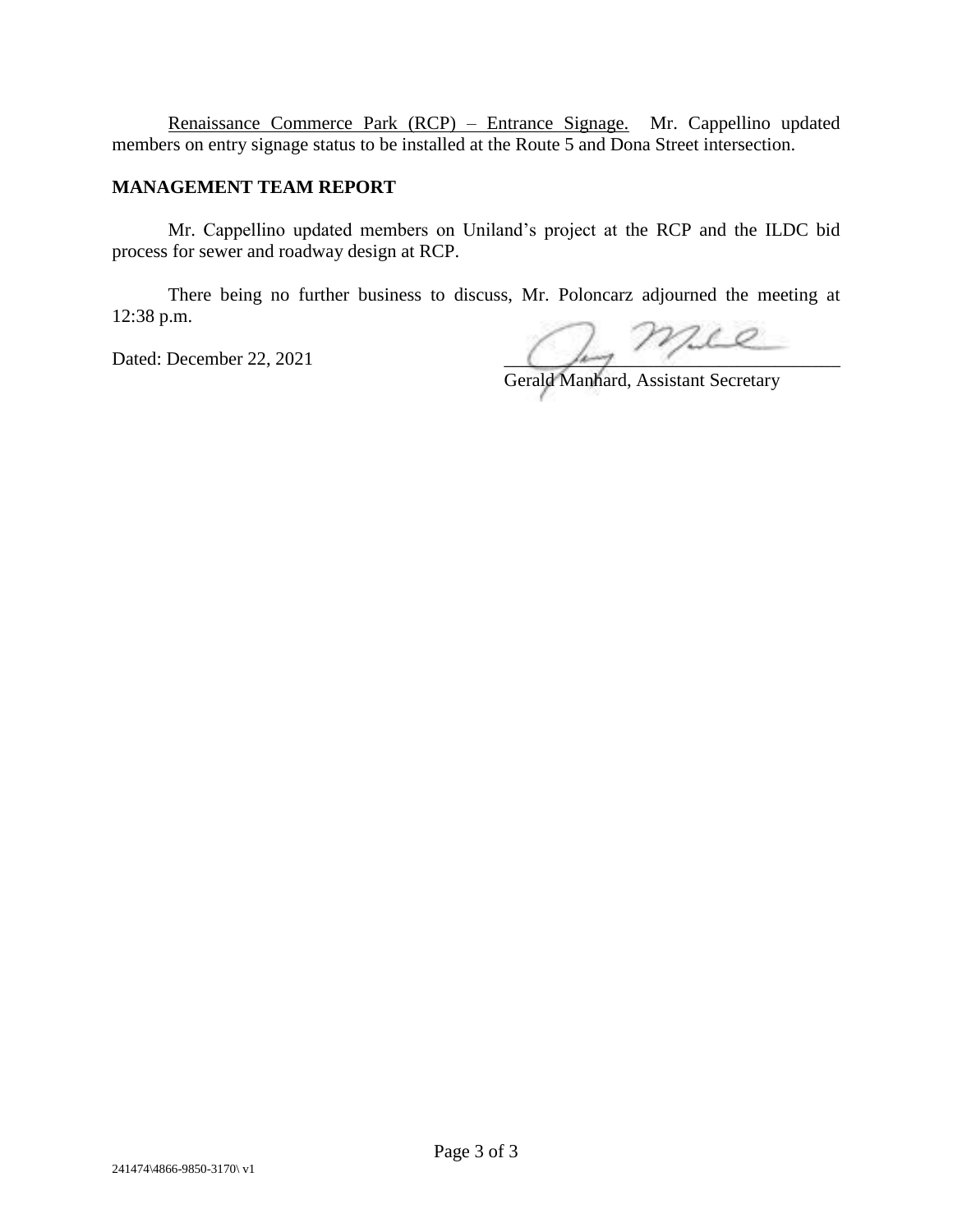Renaissance Commerce Park (RCP) – Entrance Signage. Mr. Cappellino updated members on entry signage status to be installed at the Route 5 and Dona Street intersection.

## MANAGEMENT TEAM REPORT

Mr. Cappellino updated members on Uniland's project at the RCP and the ILDC bid process for sewer and roadway design at RCP.

There being no further business to discuss, Mr. Poloncarz adjourned the meeting at 12:38 p.m.

Dated: December 22, 2021

Gerald Manhard, Assistant Secretary

241474\4866-9850-3170\ v1